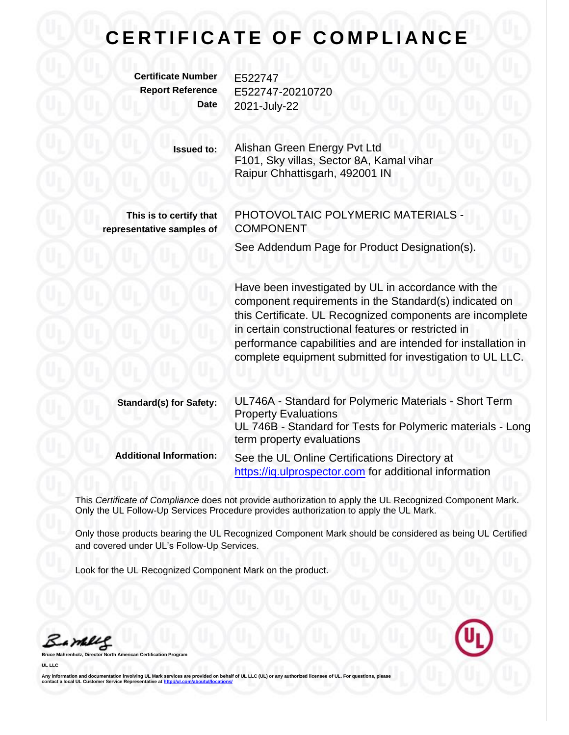# CERTIFICATE OF COMPLIANCE

**Certificate Number** E522747
**Report Reference** E522747-20210720
**Date** 2021-July-22

**Issued to:** Alishan Green Energy Pvt Ltd
F101, Sky villas, Sector 8A, Kamal vihar
Raipur Chhattisgarh, 492001 IN

**This is to certify that representative samples of** PHOTOVOLTAIC POLYMERIC MATERIALS - COMPONENT

See Addendum Page for Product Designation(s).

Have been investigated by UL in accordance with the component requirements in the Standard(s) indicated on this Certificate. UL Recognized components are incomplete in certain constructional features or restricted in performance capabilities and are intended for installation in complete equipment submitted for investigation to UL LLC.

**Standard(s) for Safety:** UL746A - Standard for Polymeric Materials - Short Term Property Evaluations
UL 746B - Standard for Tests for Polymeric materials - Long term property evaluations

**Additional Information:** See the UL Online Certifications Directory at https://iq.ulprospector.com for additional information

This *Certificate of Compliance* does not provide authorization to apply the UL Recognized Component Mark. Only the UL Follow-Up Services Procedure provides authorization to apply the UL Mark.

Only those products bearing the UL Recognized Component Mark should be considered as being UL Certified and covered under UL's Follow-Up Services.

Look for the UL Recognized Component Mark on the product.

**Bruce Mahrenholz, Director North American Certification Program**

**UL LLC**

**Any information and documentation involving UL Mark services are provided on behalf of UL LLC (UL) or any authorized licensee of UL. For questions, please contact a local UL Customer Service Representative at http://ul.com/aboutul/locations/**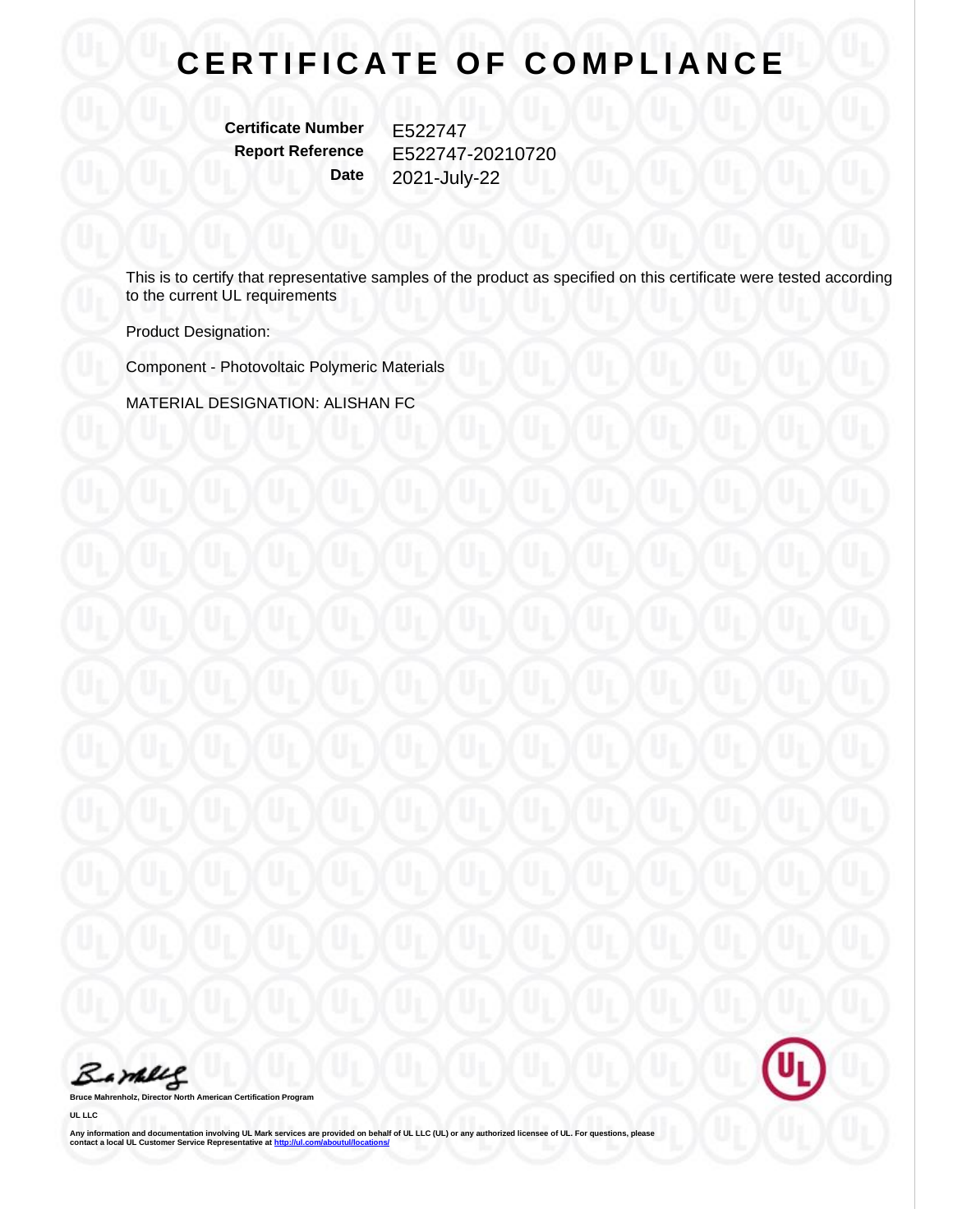# CERTIFICATE OF COMPLIANCE

| | |
|---|---|
| **Certificate Number** | E522747 |
| **Report Reference** | E522747-20210720 |
| **Date** | 2021-July-22 |

This is to certify that representative samples of the product as specified on this certificate were tested according to the current UL requirements

Product Designation:

Component - Photovoltaic Polymeric Materials

MATERIAL DESIGNATION: ALISHAN FC

**Bruce Mahrenholz, Director North American Certification Program**

**UL LLC**

**Any information and documentation involving UL Mark services are provided on behalf of UL LLC (UL) or any authorized licensee of UL. For questions, please contact a local UL Customer Service Representative at http://ul.com/aboutul/locations/**